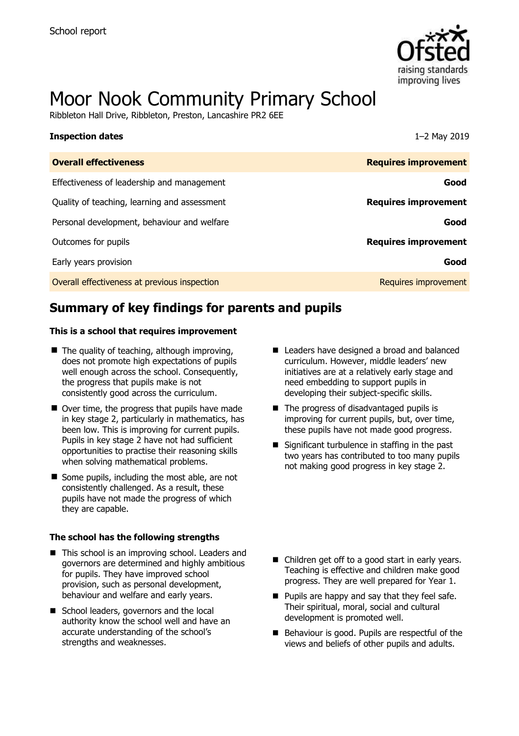School report

# Moor Nook Community Primary School

Ribbleton Hall Drive, Ribbleton, Preston, Lancashire PR2 6EE

**Inspection dates** 1–2 May 2019

| **Overall effectiveness** | **Requires improvement** |
|---|---|
| Effectiveness of leadership and management | **Good** |
| Quality of teaching, learning and assessment | **Requires improvement** |
| Personal development, behaviour and welfare | **Good** |
| Outcomes for pupils | **Requires improvement** |
| Early years provision | **Good** |
| Overall effectiveness at previous inspection | Requires improvement |

## Summary of key findings for parents and pupils

### This is a school that requires improvement

- The quality of teaching, although improving, does not promote high expectations of pupils well enough across the school. Consequently, the progress that pupils make is not consistently good across the curriculum.
- Over time, the progress that pupils have made in key stage 2, particularly in mathematics, has been low. This is improving for current pupils. Pupils in key stage 2 have not had sufficient opportunities to practise their reasoning skills when solving mathematical problems.
- Some pupils, including the most able, are not consistently challenged. As a result, these pupils have not made the progress of which they are capable.
- Leaders have designed a broad and balanced curriculum. However, middle leaders' new initiatives are at a relatively early stage and need embedding to support pupils in developing their subject-specific skills.
- The progress of disadvantaged pupils is improving for current pupils, but, over time, these pupils have not made good progress.
- Significant turbulence in staffing in the past two years has contributed to too many pupils not making good progress in key stage 2.

### The school has the following strengths

- This school is an improving school. Leaders and governors are determined and highly ambitious for pupils. They have improved school provision, such as personal development, behaviour and welfare and early years.
- School leaders, governors and the local authority know the school well and have an accurate understanding of the school's strengths and weaknesses.
- Children get off to a good start in early years. Teaching is effective and children make good progress. They are well prepared for Year 1.
- Pupils are happy and say that they feel safe. Their spiritual, moral, social and cultural development is promoted well.
- Behaviour is good. Pupils are respectful of the views and beliefs of other pupils and adults.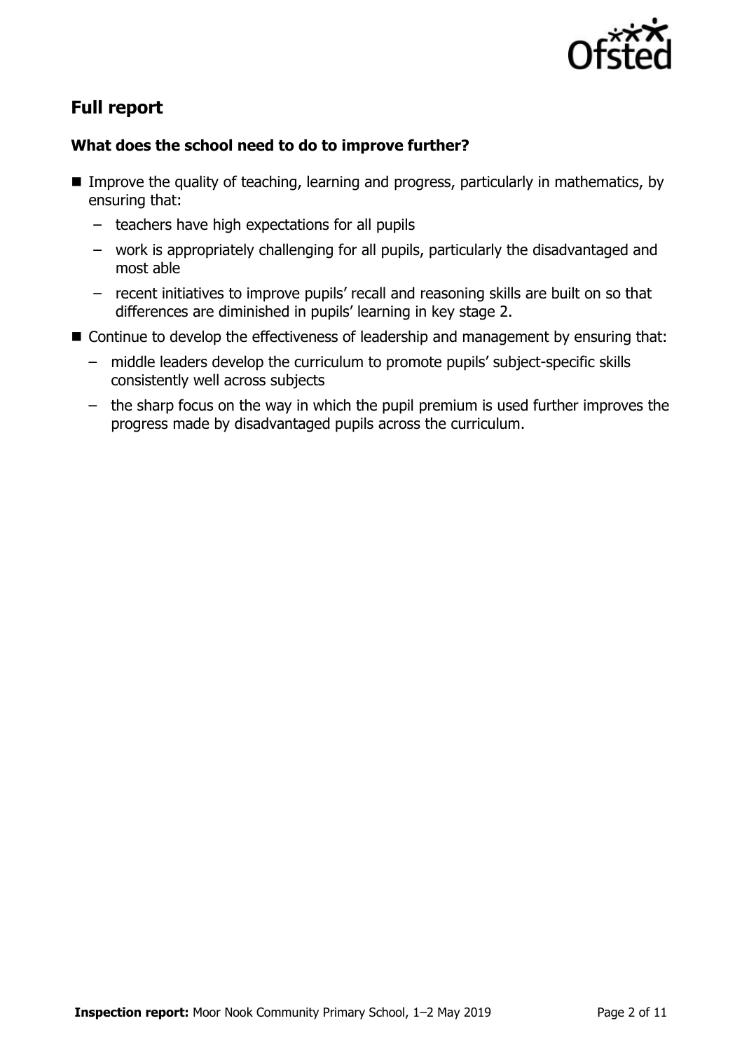## Full report

### What does the school need to do to improve further?

- Improve the quality of teaching, learning and progress, particularly in mathematics, by ensuring that:
  - teachers have high expectations for all pupils
  - work is appropriately challenging for all pupils, particularly the disadvantaged and most able
  - recent initiatives to improve pupils' recall and reasoning skills are built on so that differences are diminished in pupils' learning in key stage 2.
- Continue to develop the effectiveness of leadership and management by ensuring that:
  - middle leaders develop the curriculum to promote pupils' subject-specific skills consistently well across subjects
  - the sharp focus on the way in which the pupil premium is used further improves the progress made by disadvantaged pupils across the curriculum.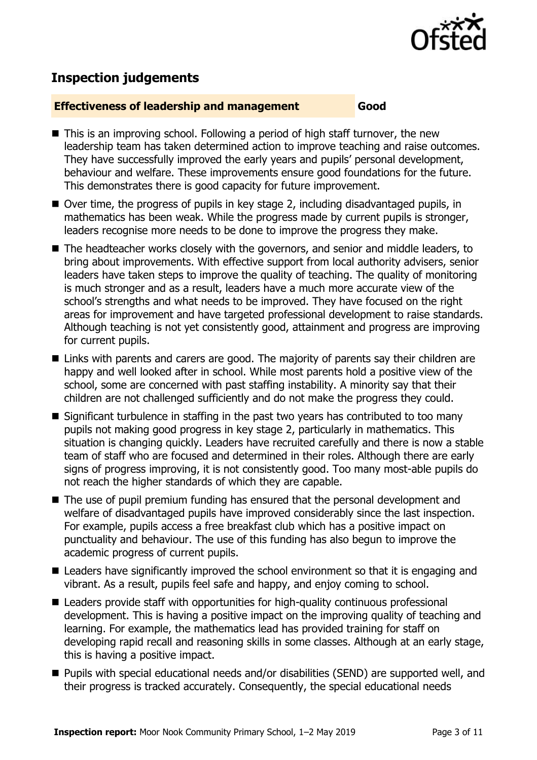## Inspection judgements

| Effectiveness of leadership and management | Good |
| --- | --- |

- This is an improving school. Following a period of high staff turnover, the new leadership team has taken determined action to improve teaching and raise outcomes. They have successfully improved the early years and pupils' personal development, behaviour and welfare. These improvements ensure good foundations for the future. This demonstrates there is good capacity for future improvement.
- Over time, the progress of pupils in key stage 2, including disadvantaged pupils, in mathematics has been weak. While the progress made by current pupils is stronger, leaders recognise more needs to be done to improve the progress they make.
- The headteacher works closely with the governors, and senior and middle leaders, to bring about improvements. With effective support from local authority advisers, senior leaders have taken steps to improve the quality of teaching. The quality of monitoring is much stronger and as a result, leaders have a much more accurate view of the school's strengths and what needs to be improved. They have focused on the right areas for improvement and have targeted professional development to raise standards. Although teaching is not yet consistently good, attainment and progress are improving for current pupils.
- Links with parents and carers are good. The majority of parents say their children are happy and well looked after in school. While most parents hold a positive view of the school, some are concerned with past staffing instability. A minority say that their children are not challenged sufficiently and do not make the progress they could.
- Significant turbulence in staffing in the past two years has contributed to too many pupils not making good progress in key stage 2, particularly in mathematics. This situation is changing quickly. Leaders have recruited carefully and there is now a stable team of staff who are focused and determined in their roles. Although there are early signs of progress improving, it is not consistently good. Too many most-able pupils do not reach the higher standards of which they are capable.
- The use of pupil premium funding has ensured that the personal development and welfare of disadvantaged pupils have improved considerably since the last inspection. For example, pupils access a free breakfast club which has a positive impact on punctuality and behaviour. The use of this funding has also begun to improve the academic progress of current pupils.
- Leaders have significantly improved the school environment so that it is engaging and vibrant. As a result, pupils feel safe and happy, and enjoy coming to school.
- Leaders provide staff with opportunities for high-quality continuous professional development. This is having a positive impact on the improving quality of teaching and learning. For example, the mathematics lead has provided training for staff on developing rapid recall and reasoning skills in some classes. Although at an early stage, this is having a positive impact.
- Pupils with special educational needs and/or disabilities (SEND) are supported well, and their progress is tracked accurately. Consequently, the special educational needs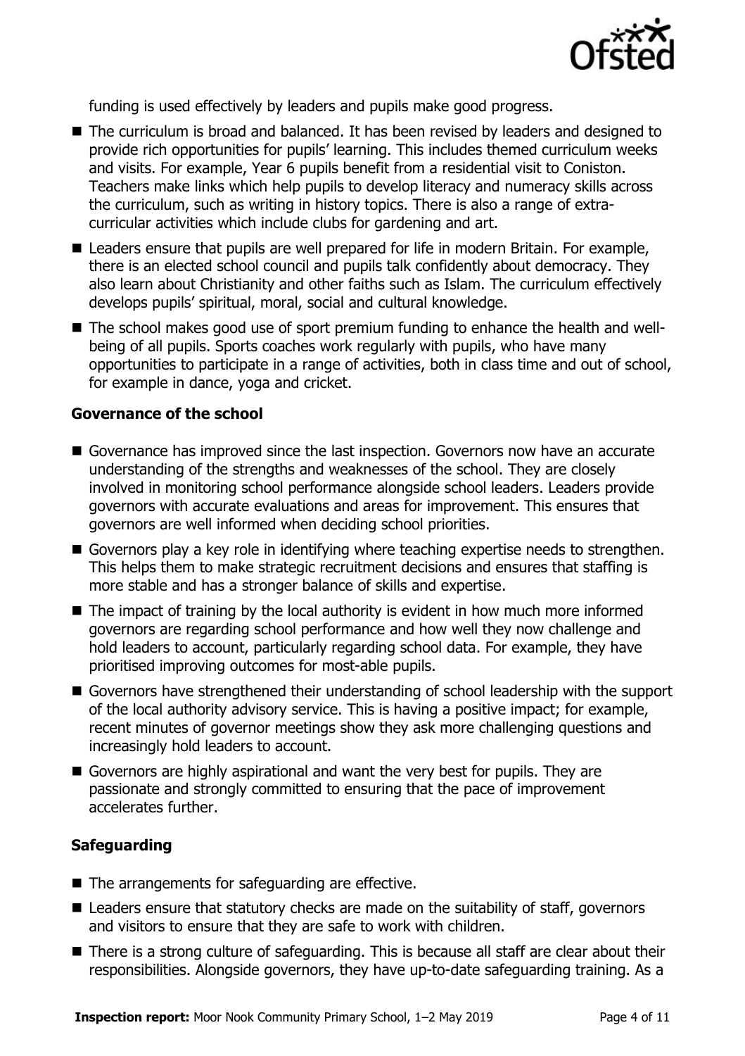funding is used effectively by leaders and pupils make good progress.

- The curriculum is broad and balanced. It has been revised by leaders and designed to provide rich opportunities for pupils' learning. This includes themed curriculum weeks and visits. For example, Year 6 pupils benefit from a residential visit to Coniston. Teachers make links which help pupils to develop literacy and numeracy skills across the curriculum, such as writing in history topics. There is also a range of extra-curricular activities which include clubs for gardening and art.
- Leaders ensure that pupils are well prepared for life in modern Britain. For example, there is an elected school council and pupils talk confidently about democracy. They also learn about Christianity and other faiths such as Islam. The curriculum effectively develops pupils' spiritual, moral, social and cultural knowledge.
- The school makes good use of sport premium funding to enhance the health and well-being of all pupils. Sports coaches work regularly with pupils, who have many opportunities to participate in a range of activities, both in class time and out of school, for example in dance, yoga and cricket.

### Governance of the school

- Governance has improved since the last inspection. Governors now have an accurate understanding of the strengths and weaknesses of the school. They are closely involved in monitoring school performance alongside school leaders. Leaders provide governors with accurate evaluations and areas for improvement. This ensures that governors are well informed when deciding school priorities.
- Governors play a key role in identifying where teaching expertise needs to strengthen. This helps them to make strategic recruitment decisions and ensures that staffing is more stable and has a stronger balance of skills and expertise.
- The impact of training by the local authority is evident in how much more informed governors are regarding school performance and how well they now challenge and hold leaders to account, particularly regarding school data. For example, they have prioritised improving outcomes for most-able pupils.
- Governors have strengthened their understanding of school leadership with the support of the local authority advisory service. This is having a positive impact; for example, recent minutes of governor meetings show they ask more challenging questions and increasingly hold leaders to account.
- Governors are highly aspirational and want the very best for pupils. They are passionate and strongly committed to ensuring that the pace of improvement accelerates further.

### Safeguarding

- The arrangements for safeguarding are effective.
- Leaders ensure that statutory checks are made on the suitability of staff, governors and visitors to ensure that they are safe to work with children.
- There is a strong culture of safeguarding. This is because all staff are clear about their responsibilities. Alongside governors, they have up-to-date safeguarding training. As a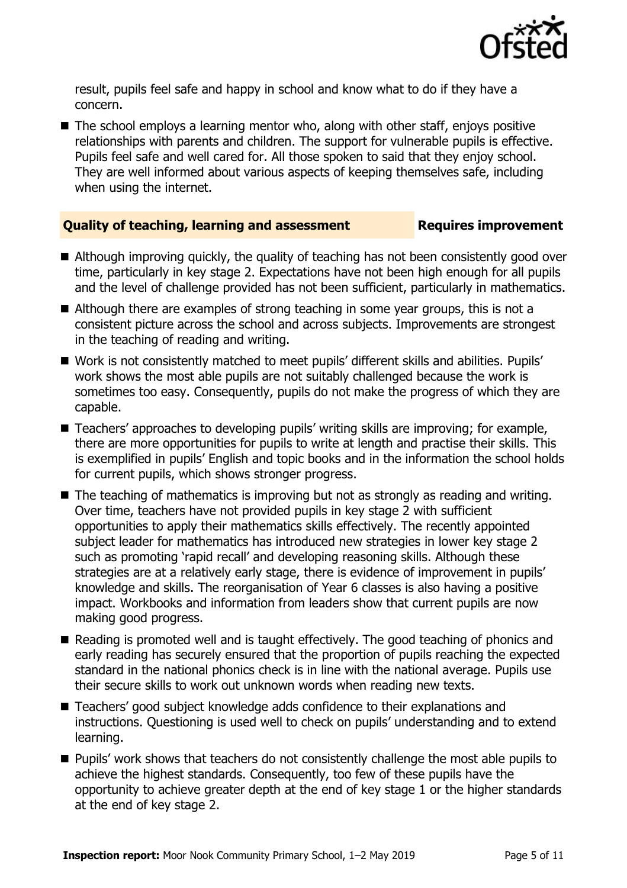result, pupils feel safe and happy in school and know what to do if they have a concern.

- The school employs a learning mentor who, along with other staff, enjoys positive relationships with parents and children. The support for vulnerable pupils is effective. Pupils feel safe and well cared for. All those spoken to said that they enjoy school. They are well informed about various aspects of keeping themselves safe, including when using the internet.

## Quality of teaching, learning and assessment — Requires improvement

- Although improving quickly, the quality of teaching has not been consistently good over time, particularly in key stage 2. Expectations have not been high enough for all pupils and the level of challenge provided has not been sufficient, particularly in mathematics.
- Although there are examples of strong teaching in some year groups, this is not a consistent picture across the school and across subjects. Improvements are strongest in the teaching of reading and writing.
- Work is not consistently matched to meet pupils' different skills and abilities. Pupils' work shows the most able pupils are not suitably challenged because the work is sometimes too easy. Consequently, pupils do not make the progress of which they are capable.
- Teachers' approaches to developing pupils' writing skills are improving; for example, there are more opportunities for pupils to write at length and practise their skills. This is exemplified in pupils' English and topic books and in the information the school holds for current pupils, which shows stronger progress.
- The teaching of mathematics is improving but not as strongly as reading and writing. Over time, teachers have not provided pupils in key stage 2 with sufficient opportunities to apply their mathematics skills effectively. The recently appointed subject leader for mathematics has introduced new strategies in lower key stage 2 such as promoting 'rapid recall' and developing reasoning skills. Although these strategies are at a relatively early stage, there is evidence of improvement in pupils' knowledge and skills. The reorganisation of Year 6 classes is also having a positive impact. Workbooks and information from leaders show that current pupils are now making good progress.
- Reading is promoted well and is taught effectively. The good teaching of phonics and early reading has securely ensured that the proportion of pupils reaching the expected standard in the national phonics check is in line with the national average. Pupils use their secure skills to work out unknown words when reading new texts.
- Teachers' good subject knowledge adds confidence to their explanations and instructions. Questioning is used well to check on pupils' understanding and to extend learning.
- Pupils' work shows that teachers do not consistently challenge the most able pupils to achieve the highest standards. Consequently, too few of these pupils have the opportunity to achieve greater depth at the end of key stage 1 or the higher standards at the end of key stage 2.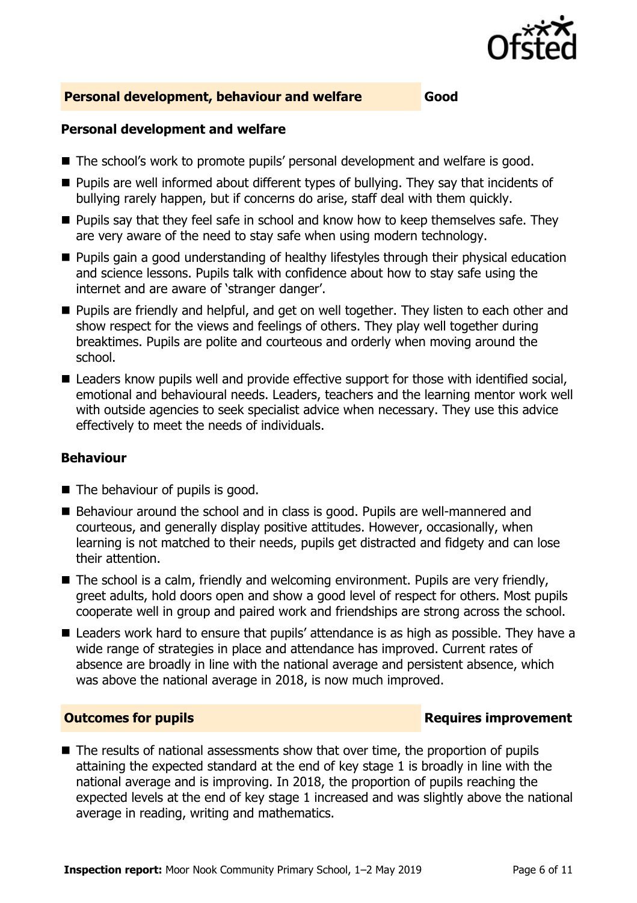## Personal development, behaviour and welfare — Good

### Personal development and welfare

- The school's work to promote pupils' personal development and welfare is good.
- Pupils are well informed about different types of bullying. They say that incidents of bullying rarely happen, but if concerns do arise, staff deal with them quickly.
- Pupils say that they feel safe in school and know how to keep themselves safe. They are very aware of the need to stay safe when using modern technology.
- Pupils gain a good understanding of healthy lifestyles through their physical education and science lessons. Pupils talk with confidence about how to stay safe using the internet and are aware of 'stranger danger'.
- Pupils are friendly and helpful, and get on well together. They listen to each other and show respect for the views and feelings of others. They play well together during breaktimes. Pupils are polite and courteous and orderly when moving around the school.
- Leaders know pupils well and provide effective support for those with identified social, emotional and behavioural needs. Leaders, teachers and the learning mentor work well with outside agencies to seek specialist advice when necessary. They use this advice effectively to meet the needs of individuals.

### Behaviour

- The behaviour of pupils is good.
- Behaviour around the school and in class is good. Pupils are well-mannered and courteous, and generally display positive attitudes. However, occasionally, when learning is not matched to their needs, pupils get distracted and fidgety and can lose their attention.
- The school is a calm, friendly and welcoming environment. Pupils are very friendly, greet adults, hold doors open and show a good level of respect for others. Most pupils cooperate well in group and paired work and friendships are strong across the school.
- Leaders work hard to ensure that pupils' attendance is as high as possible. They have a wide range of strategies in place and attendance has improved. Current rates of absence are broadly in line with the national average and persistent absence, which was above the national average in 2018, is now much improved.

## Outcomes for pupils — Requires improvement

- The results of national assessments show that over time, the proportion of pupils attaining the expected standard at the end of key stage 1 is broadly in line with the national average and is improving. In 2018, the proportion of pupils reaching the expected levels at the end of key stage 1 increased and was slightly above the national average in reading, writing and mathematics.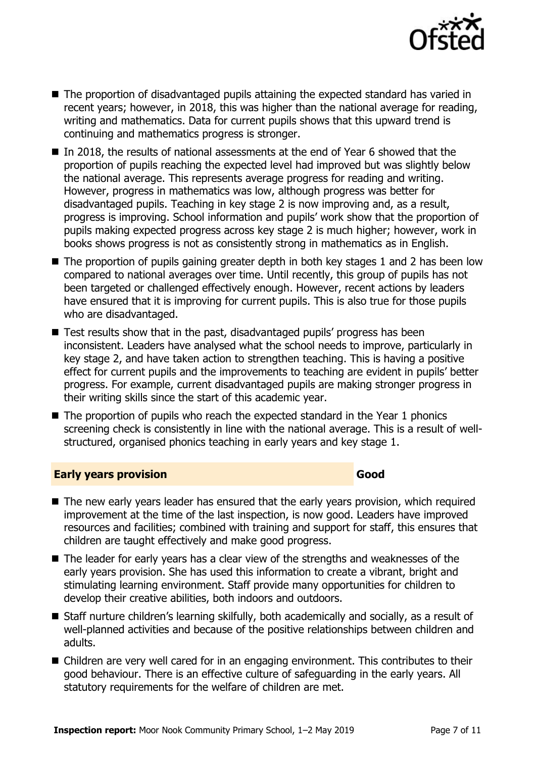- The proportion of disadvantaged pupils attaining the expected standard has varied in recent years; however, in 2018, this was higher than the national average for reading, writing and mathematics. Data for current pupils shows that this upward trend is continuing and mathematics progress is stronger.
- In 2018, the results of national assessments at the end of Year 6 showed that the proportion of pupils reaching the expected level had improved but was slightly below the national average. This represents average progress for reading and writing. However, progress in mathematics was low, although progress was better for disadvantaged pupils. Teaching in key stage 2 is now improving and, as a result, progress is improving. School information and pupils' work show that the proportion of pupils making expected progress across key stage 2 is much higher; however, work in books shows progress is not as consistently strong in mathematics as in English.
- The proportion of pupils gaining greater depth in both key stages 1 and 2 has been low compared to national averages over time. Until recently, this group of pupils has not been targeted or challenged effectively enough. However, recent actions by leaders have ensured that it is improving for current pupils. This is also true for those pupils who are disadvantaged.
- Test results show that in the past, disadvantaged pupils' progress has been inconsistent. Leaders have analysed what the school needs to improve, particularly in key stage 2, and have taken action to strengthen teaching. This is having a positive effect for current pupils and the improvements to teaching are evident in pupils' better progress. For example, current disadvantaged pupils are making stronger progress in their writing skills since the start of this academic year.
- The proportion of pupils who reach the expected standard in the Year 1 phonics screening check is consistently in line with the national average. This is a result of well-structured, organised phonics teaching in early years and key stage 1.

## Early years provision — Good

- The new early years leader has ensured that the early years provision, which required improvement at the time of the last inspection, is now good. Leaders have improved resources and facilities; combined with training and support for staff, this ensures that children are taught effectively and make good progress.
- The leader for early years has a clear view of the strengths and weaknesses of the early years provision. She has used this information to create a vibrant, bright and stimulating learning environment. Staff provide many opportunities for children to develop their creative abilities, both indoors and outdoors.
- Staff nurture children's learning skilfully, both academically and socially, as a result of well-planned activities and because of the positive relationships between children and adults.
- Children are very well cared for in an engaging environment. This contributes to their good behaviour. There is an effective culture of safeguarding in the early years. All statutory requirements for the welfare of children are met.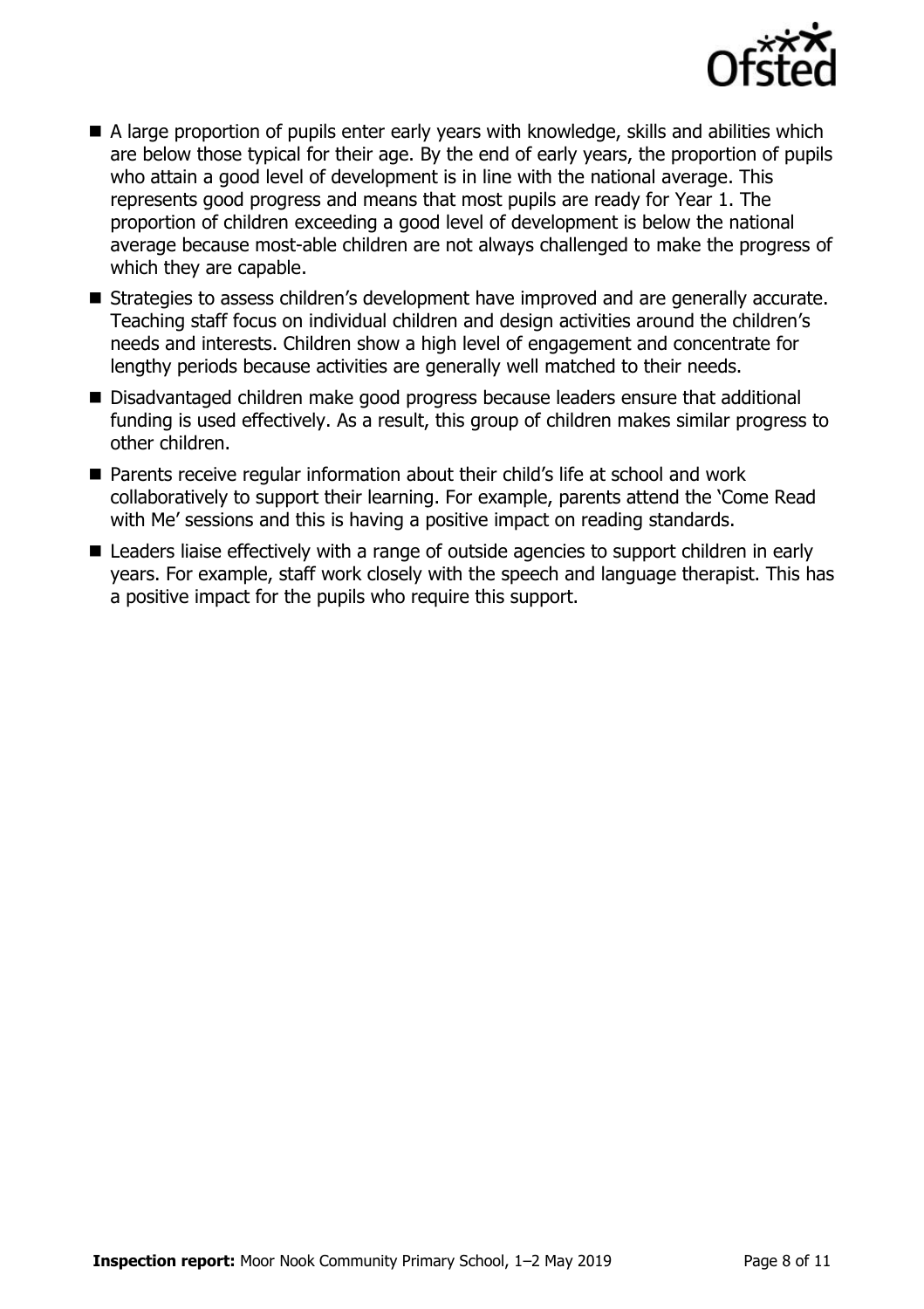- A large proportion of pupils enter early years with knowledge, skills and abilities which are below those typical for their age. By the end of early years, the proportion of pupils who attain a good level of development is in line with the national average. This represents good progress and means that most pupils are ready for Year 1. The proportion of children exceeding a good level of development is below the national average because most-able children are not always challenged to make the progress of which they are capable.
- Strategies to assess children's development have improved and are generally accurate. Teaching staff focus on individual children and design activities around the children's needs and interests. Children show a high level of engagement and concentrate for lengthy periods because activities are generally well matched to their needs.
- Disadvantaged children make good progress because leaders ensure that additional funding is used effectively. As a result, this group of children makes similar progress to other children.
- Parents receive regular information about their child's life at school and work collaboratively to support their learning. For example, parents attend the 'Come Read with Me' sessions and this is having a positive impact on reading standards.
- Leaders liaise effectively with a range of outside agencies to support children in early years. For example, staff work closely with the speech and language therapist. This has a positive impact for the pupils who require this support.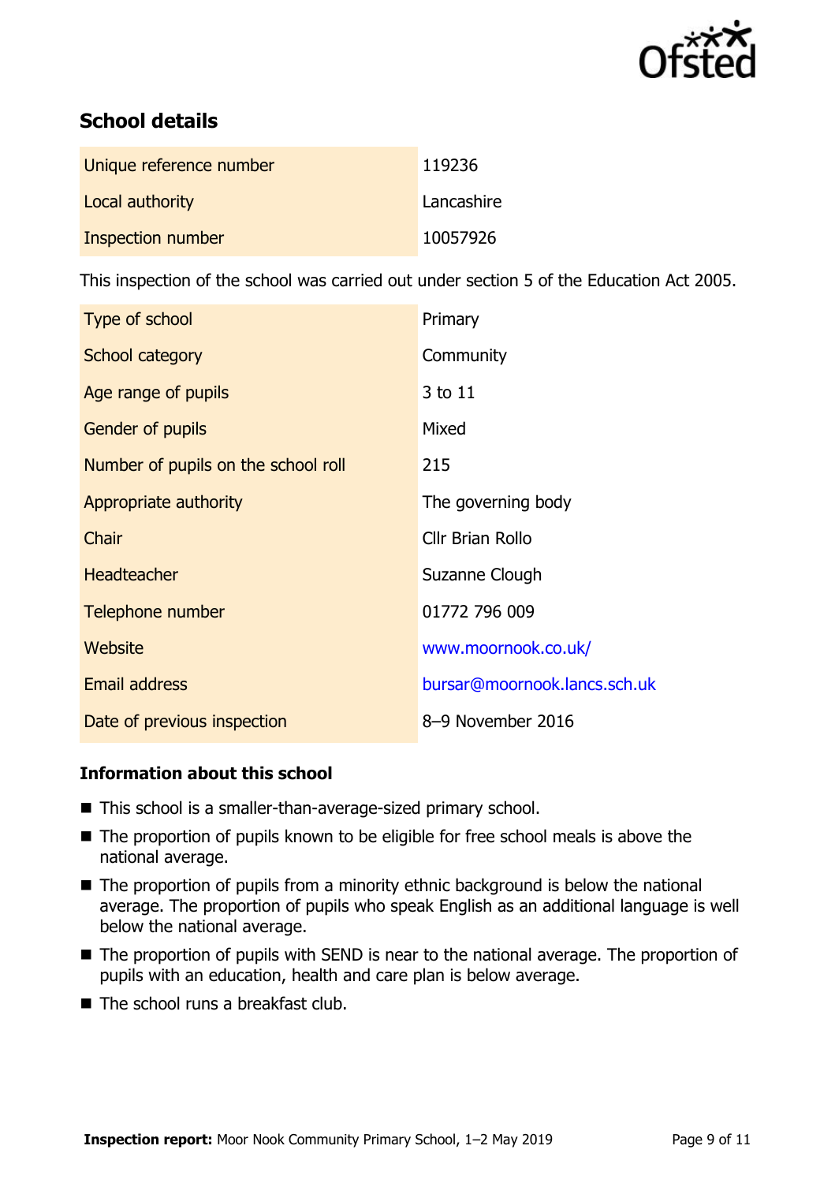## School details

| | |
|---|---|
| Unique reference number | 119236 |
| Local authority | Lancashire |
| Inspection number | 10057926 |

This inspection of the school was carried out under section 5 of the Education Act 2005.

| | |
|---|---|
| Type of school | Primary |
| School category | Community |
| Age range of pupils | 3 to 11 |
| Gender of pupils | Mixed |
| Number of pupils on the school roll | 215 |
| Appropriate authority | The governing body |
| Chair | Cllr Brian Rollo |
| Headteacher | Suzanne Clough |
| Telephone number | 01772 796 009 |
| Website | www.moornook.co.uk/ |
| Email address | bursar@moornook.lancs.sch.uk |
| Date of previous inspection | 8–9 November 2016 |

### Information about this school

- This school is a smaller-than-average-sized primary school.
- The proportion of pupils known to be eligible for free school meals is above the national average.
- The proportion of pupils from a minority ethnic background is below the national average. The proportion of pupils who speak English as an additional language is well below the national average.
- The proportion of pupils with SEND is near to the national average. The proportion of pupils with an education, health and care plan is below average.
- The school runs a breakfast club.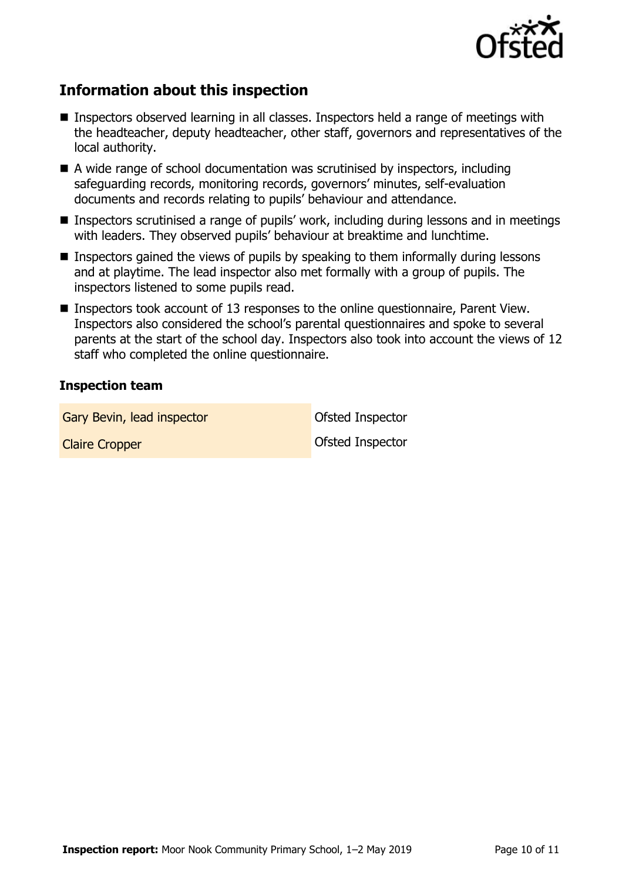## Information about this inspection

- Inspectors observed learning in all classes. Inspectors held a range of meetings with the headteacher, deputy headteacher, other staff, governors and representatives of the local authority.
- A wide range of school documentation was scrutinised by inspectors, including safeguarding records, monitoring records, governors' minutes, self-evaluation documents and records relating to pupils' behaviour and attendance.
- Inspectors scrutinised a range of pupils' work, including during lessons and in meetings with leaders. They observed pupils' behaviour at breaktime and lunchtime.
- Inspectors gained the views of pupils by speaking to them informally during lessons and at playtime. The lead inspector also met formally with a group of pupils. The inspectors listened to some pupils read.
- Inspectors took account of 13 responses to the online questionnaire, Parent View. Inspectors also considered the school's parental questionnaires and spoke to several parents at the start of the school day. Inspectors also took into account the views of 12 staff who completed the online questionnaire.

### Inspection team

| | |
|---|---|
| Gary Bevin, lead inspector | Ofsted Inspector |
| Claire Cropper | Ofsted Inspector |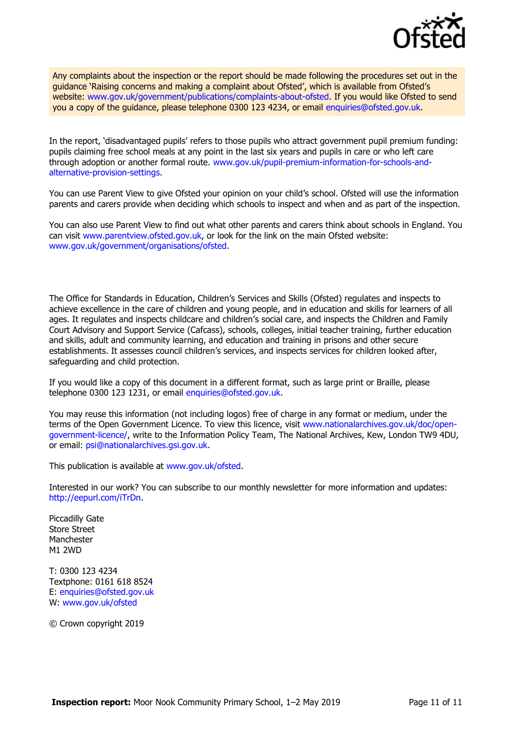Any complaints about the inspection or the report should be made following the procedures set out in the guidance 'Raising concerns and making a complaint about Ofsted', which is available from Ofsted's website: www.gov.uk/government/publications/complaints-about-ofsted. If you would like Ofsted to send you a copy of the guidance, please telephone 0300 123 4234, or email enquiries@ofsted.gov.uk.

In the report, 'disadvantaged pupils' refers to those pupils who attract government pupil premium funding: pupils claiming free school meals at any point in the last six years and pupils in care or who left care through adoption or another formal route. www.gov.uk/pupil-premium-information-for-schools-and-alternative-provision-settings.

You can use Parent View to give Ofsted your opinion on your child's school. Ofsted will use the information parents and carers provide when deciding which schools to inspect and when and as part of the inspection.

You can also use Parent View to find out what other parents and carers think about schools in England. You can visit www.parentview.ofsted.gov.uk, or look for the link on the main Ofsted website: www.gov.uk/government/organisations/ofsted.

The Office for Standards in Education, Children's Services and Skills (Ofsted) regulates and inspects to achieve excellence in the care of children and young people, and in education and skills for learners of all ages. It regulates and inspects childcare and children's social care, and inspects the Children and Family Court Advisory and Support Service (Cafcass), schools, colleges, initial teacher training, further education and skills, adult and community learning, and education and training in prisons and other secure establishments. It assesses council children's services, and inspects services for children looked after, safeguarding and child protection.

If you would like a copy of this document in a different format, such as large print or Braille, please telephone 0300 123 1231, or email enquiries@ofsted.gov.uk.

You may reuse this information (not including logos) free of charge in any format or medium, under the terms of the Open Government Licence. To view this licence, visit www.nationalarchives.gov.uk/doc/open-government-licence/, write to the Information Policy Team, The National Archives, Kew, London TW9 4DU, or email: psi@nationalarchives.gsi.gov.uk.

This publication is available at www.gov.uk/ofsted.

Interested in our work? You can subscribe to our monthly newsletter for more information and updates: http://eepurl.com/iTrDn.

Piccadilly Gate
Store Street
Manchester
M1 2WD

T: 0300 123 4234
Textphone: 0161 618 8524
E: enquiries@ofsted.gov.uk
W: www.gov.uk/ofsted

© Crown copyright 2019